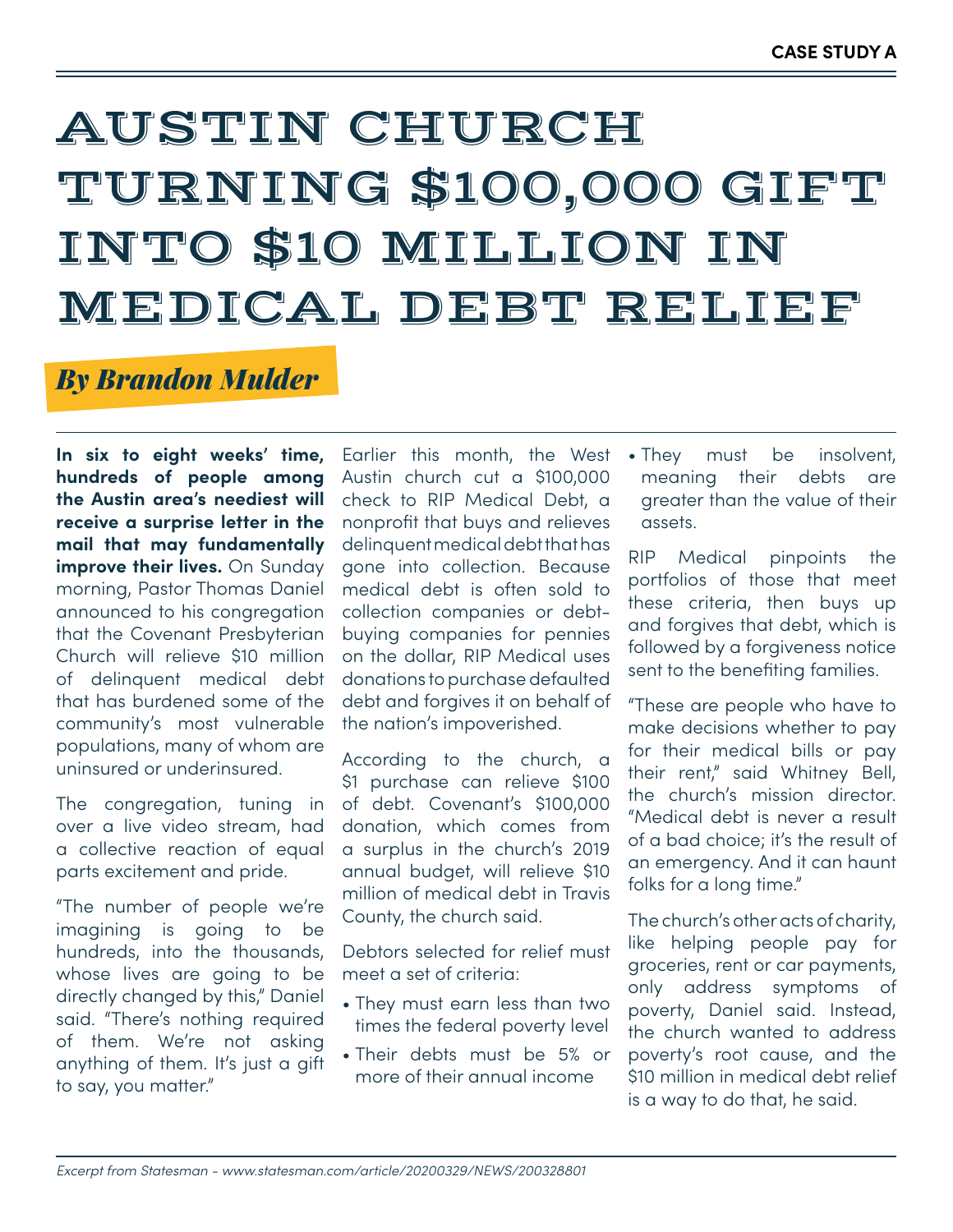CASE STUDY A

# Austin Church Turning $100,000 Gift into $10 Million in Medical Debt Relief

*By Brandon Mulder*

**In six to eight weeks' time, hundreds of people among the Austin area's neediest will receive a surprise letter in the mail that may fundamentally improve their lives.** On Sunday morning, Pastor Thomas Daniel announced to his congregation that the Covenant Presbyterian Church will relieve $10 million of delinquent medical debt that has burdened some of the community's most vulnerable populations, many of whom are uninsured or underinsured.

The congregation, tuning in over a live video stream, had a collective reaction of equal parts excitement and pride.

"The number of people we're imagining is going to be hundreds, into the thousands, whose lives are going to be directly changed by this," Daniel said. "There's nothing required of them. We're not asking anything of them. It's just a gift to say, you matter."

Earlier this month, the West Austin church cut a $100,000 check to RIP Medical Debt, a nonprofit that buys and relieves delinquent medical debt that has gone into collection. Because medical debt is often sold to collection companies or debt-buying companies for pennies on the dollar, RIP Medical uses donations to purchase defaulted debt and forgives it on behalf of the nation's impoverished.

According to the church, a $1 purchase can relieve $100 of debt. Covenant's $100,000 donation, which comes from a surplus in the church's 2019 annual budget, will relieve $10 million of medical debt in Travis County, the church said.

Debtors selected for relief must meet a set of criteria:

- They must earn less than two times the federal poverty level
- Their debts must be 5% or more of their annual income
- They must be insolvent, meaning their debts are greater than the value of their assets.

RIP Medical pinpoints the portfolios of those that meet these criteria, then buys up and forgives that debt, which is followed by a forgiveness notice sent to the benefiting families.

"These are people who have to make decisions whether to pay for their medical bills or pay their rent," said Whitney Bell, the church's mission director. "Medical debt is never a result of a bad choice; it's the result of an emergency. And it can haunt folks for a long time."

The church's other acts of charity, like helping people pay for groceries, rent or car payments, only address symptoms of poverty, Daniel said. Instead, the church wanted to address poverty's root cause, and the $10 million in medical debt relief is a way to do that, he said.

*Excerpt from Statesman - www.statesman.com/article/20200329/NEWS/200328801*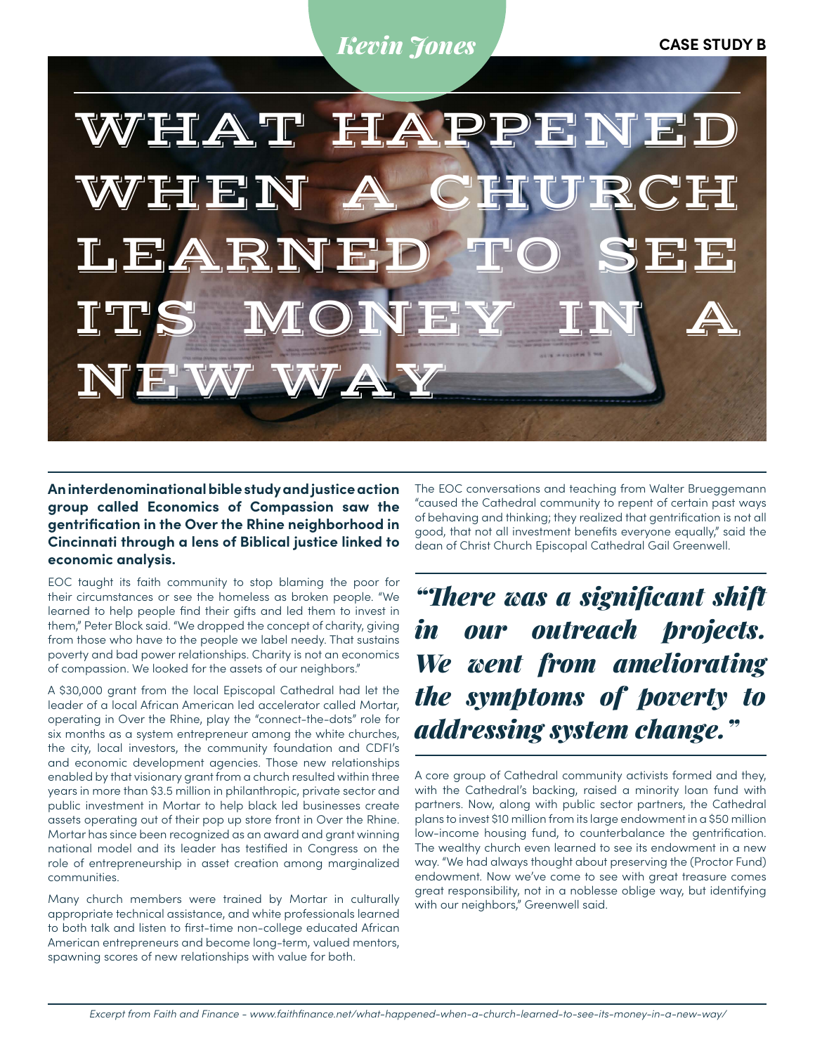Kevin Jones

CASE STUDY B

# What Happened When a Church Learned to See its Money in a New Way

**An interdenominational bible study and justice action group called Economics of Compassion saw the gentrification in the Over the Rhine neighborhood in Cincinnati through a lens of Biblical justice linked to economic analysis.**

EOC taught its faith community to stop blaming the poor for their circumstances or see the homeless as broken people. "We learned to help people find their gifts and led them to invest in them," Peter Block said. "We dropped the concept of charity, giving from those who have to the people we label needy. That sustains poverty and bad power relationships. Charity is not an economics of compassion. We looked for the assets of our neighbors."

A $30,000 grant from the local Episcopal Cathedral had let the leader of a local African American led accelerator called Mortar, operating in Over the Rhine, play the "connect-the-dots" role for six months as a system entrepreneur among the white churches, the city, local investors, the community foundation and CDFI's and economic development agencies. Those new relationships enabled by that visionary grant from a church resulted within three years in more than $3.5 million in philanthropic, private sector and public investment in Mortar to help black led businesses create assets operating out of their pop up store front in Over the Rhine. Mortar has since been recognized as an award and grant winning national model and its leader has testified in Congress on the role of entrepreneurship in asset creation among marginalized communities.

Many church members were trained by Mortar in culturally appropriate technical assistance, and white professionals learned to both talk and listen to first-time non-college educated African American entrepreneurs and become long-term, valued mentors, spawning scores of new relationships with value for both.

The EOC conversations and teaching from Walter Brueggemann "caused the Cathedral community to repent of certain past ways of behaving and thinking; they realized that gentrification is not all good, that not all investment benefits everyone equally," said the dean of Christ Church Episcopal Cathedral Gail Greenwell.

> *"There was a significant shift in our outreach projects. We went from ameliorating the symptoms of poverty to addressing system change."*

A core group of Cathedral community activists formed and they, with the Cathedral's backing, raised a minority loan fund with partners. Now, along with public sector partners, the Cathedral plans to invest $10 million from its large endowment in a $50 million low-income housing fund, to counterbalance the gentrification. The wealthy church even learned to see its endowment in a new way. "We had always thought about preserving the (Proctor Fund) endowment. Now we've come to see with great treasure comes great responsibility, not in a noblesse oblige way, but identifying with our neighbors," Greenwell said.

*Excerpt from Faith and Finance - www.faithfinance.net/what-happened-when-a-church-learned-to-see-its-money-in-a-new-way/*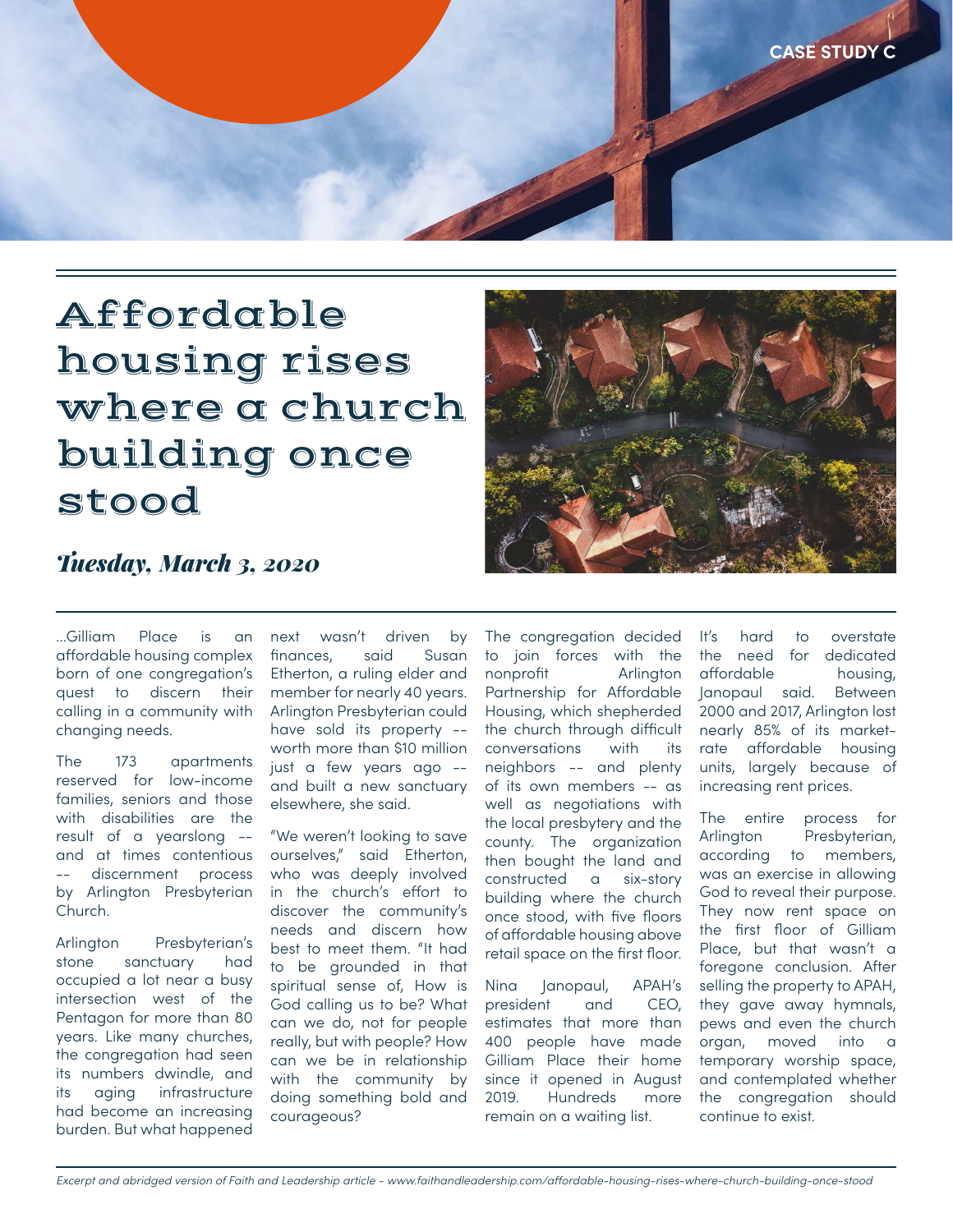CASE STUDY C

# Affordable housing rises where a church building once stood

***Tuesday, March 3, 2020***

...Gilliam Place is an affordable housing complex born of one congregation's quest to discern their calling in a community with changing needs.

The 173 apartments reserved for low-income families, seniors and those with disabilities are the result of a yearslong -- and at times contentious -- discernment process by Arlington Presbyterian Church.

Arlington Presbyterian's stone sanctuary had occupied a lot near a busy intersection west of the Pentagon for more than 80 years. Like many churches, the congregation had seen its numbers dwindle, and its aging infrastructure had become an increasing burden. But what happened next wasn't driven by finances, said Susan Etherton, a ruling elder and member for nearly 40 years. Arlington Presbyterian could have sold its property -- worth more than $10 million just a few years ago -- and built a new sanctuary elsewhere, she said.

"We weren't looking to save ourselves," said Etherton, who was deeply involved in the church's effort to discover the community's needs and discern how best to meet them. "It had to be grounded in that spiritual sense of, How is God calling us to be? What can we do, not for people really, but with people? How can we be in relationship with the community by doing something bold and courageous?

The congregation decided to join forces with the nonprofit Arlington Partnership for Affordable Housing, which shepherded the church through difficult conversations with its neighbors -- and plenty of its own members -- as well as negotiations with the local presbytery and the county. The organization then bought the land and constructed a six-story building where the church once stood, with five floors of affordable housing above retail space on the first floor.

Nina Janopaul, APAH's president and CEO, estimates that more than 400 people have made Gilliam Place their home since it opened in August 2019. Hundreds more remain on a waiting list.

It's hard to overstate the need for dedicated affordable housing, Janopaul said. Between 2000 and 2017, Arlington lost nearly 85% of its market-rate affordable housing units, largely because of increasing rent prices.

The entire process for Arlington Presbyterian, according to members, was an exercise in allowing God to reveal their purpose. They now rent space on the first floor of Gilliam Place, but that wasn't a foregone conclusion. After selling the property to APAH, they gave away hymnals, pews and even the church organ, moved into a temporary worship space, and contemplated whether the congregation should continue to exist.

*Excerpt and abridged version of Faith and Leadership article - www.faithandleadership.com/affordable-housing-rises-where-church-building-once-stood*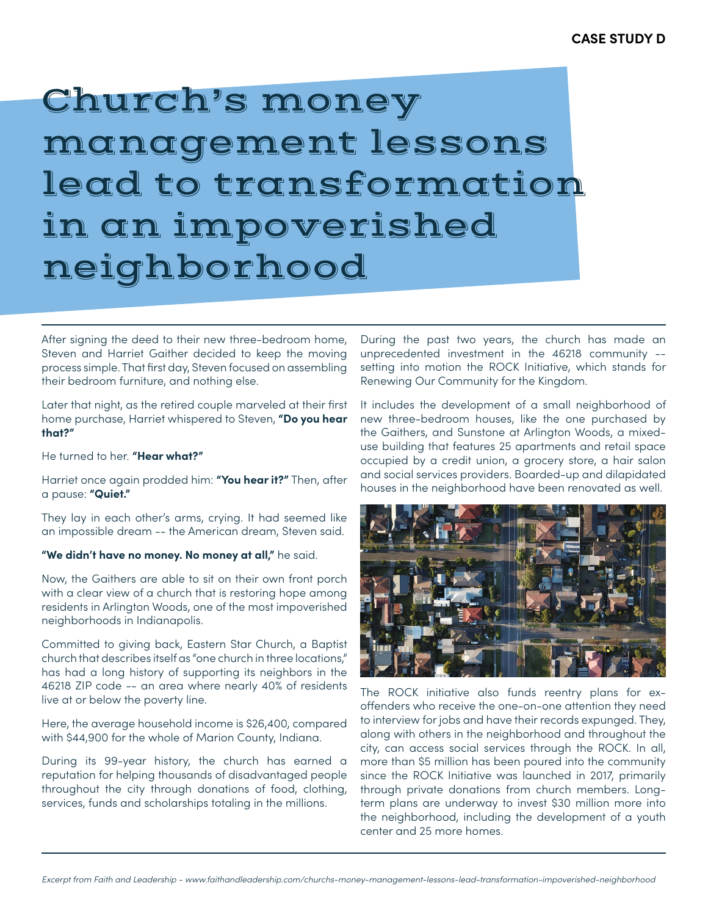CASE STUDY D

# Church's money management lessons lead to transformation in an impoverished neighborhood

After signing the deed to their new three-bedroom home, Steven and Harriet Gaither decided to keep the moving process simple. That first day, Steven focused on assembling their bedroom furniture, and nothing else.

Later that night, as the retired couple marveled at their first home purchase, Harriet whispered to Steven, **"Do you hear that?"**

He turned to her. **"Hear what?"**

Harriet once again prodded him: **"You hear it?"** Then, after a pause: **"Quiet."**

They lay in each other's arms, crying. It had seemed like an impossible dream -- the American dream, Steven said.

**"We didn't have no money. No money at all,"** he said.

Now, the Gaithers are able to sit on their own front porch with a clear view of a church that is restoring hope among residents in Arlington Woods, one of the most impoverished neighborhoods in Indianapolis.

Committed to giving back, Eastern Star Church, a Baptist church that describes itself as "one church in three locations," has had a long history of supporting its neighbors in the 46218 ZIP code -- an area where nearly 40% of residents live at or below the poverty line.

Here, the average household income is $26,400, compared with $44,900 for the whole of Marion County, Indiana.

During its 99-year history, the church has earned a reputation for helping thousands of disadvantaged people throughout the city through donations of food, clothing, services, funds and scholarships totaling in the millions.

During the past two years, the church has made an unprecedented investment in the 46218 community -- setting into motion the ROCK Initiative, which stands for Renewing Our Community for the Kingdom.

It includes the development of a small neighborhood of new three-bedroom houses, like the one purchased by the Gaithers, and Sunstone at Arlington Woods, a mixed-use building that features 25 apartments and retail space occupied by a credit union, a grocery store, a hair salon and social services providers. Boarded-up and dilapidated houses in the neighborhood have been renovated as well.

The ROCK initiative also funds reentry plans for ex-offenders who receive the one-on-one attention they need to interview for jobs and have their records expunged. They, along with others in the neighborhood and throughout the city, can access social services through the ROCK. In all, more than $5 million has been poured into the community since the ROCK Initiative was launched in 2017, primarily through private donations from church members. Long-term plans are underway to invest $30 million more into the neighborhood, including the development of a youth center and 25 more homes.

*Excerpt from Faith and Leadership - www.faithandleadership.com/churchs-money-management-lessons-lead-transformation-impoverished-neighborhood*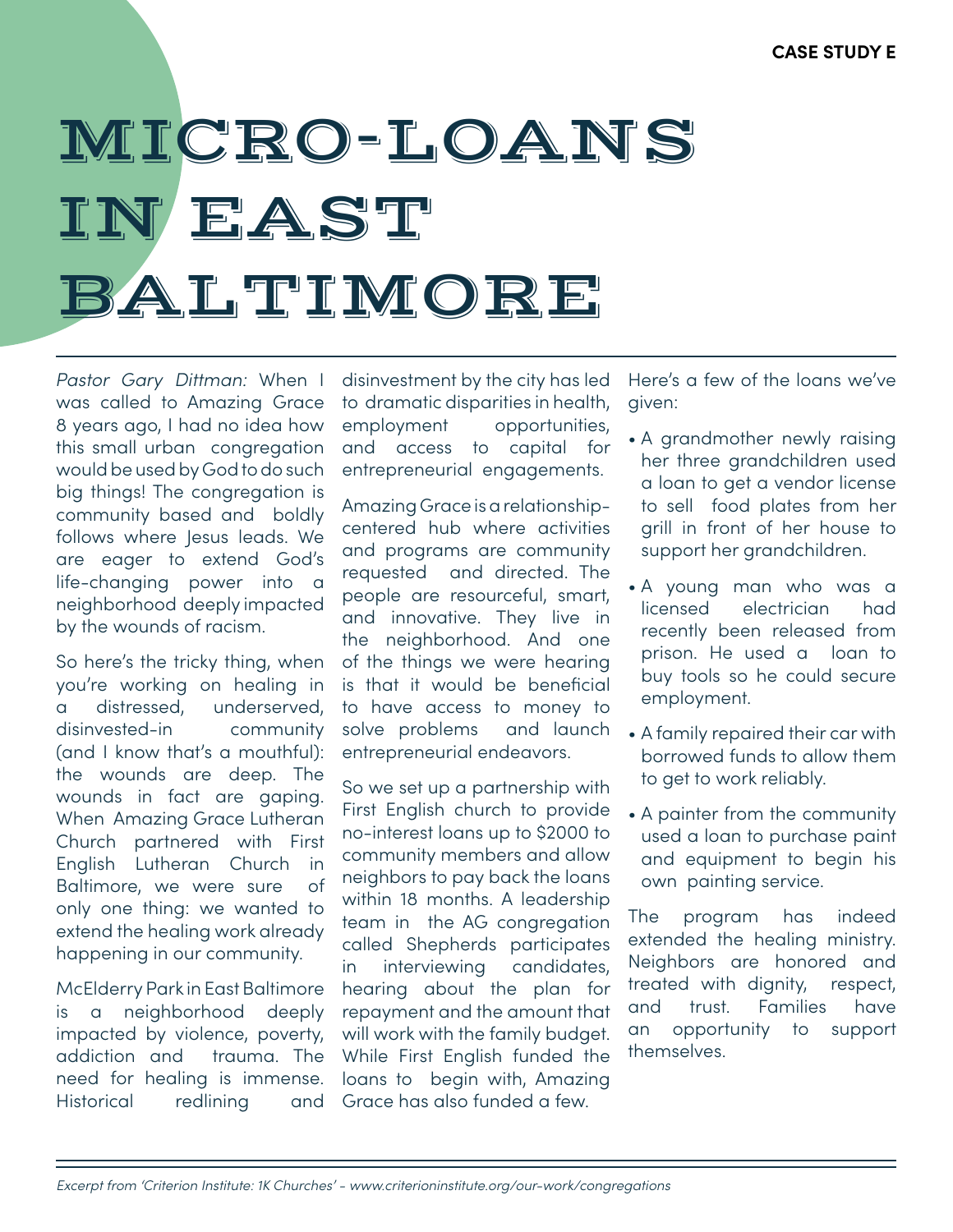**CASE STUDY E**

# MICRO-LOANS IN EAST BALTIMORE

*Pastor Gary Dittman:* When I was called to Amazing Grace 8 years ago, I had no idea how this small urban congregation would be used by God to do such big things! The congregation is community based and boldly follows where Jesus leads. We are eager to extend God's life-changing power into a neighborhood deeply impacted by the wounds of racism.

So here's the tricky thing, when you're working on healing in a distressed, underserved, disinvested-in community (and I know that's a mouthful): the wounds are deep. The wounds in fact are gaping. When Amazing Grace Lutheran Church partnered with First English Lutheran Church in Baltimore, we were sure of only one thing: we wanted to extend the healing work already happening in our community.

McElderry Park in East Baltimore is a neighborhood deeply impacted by violence, poverty, addiction and trauma. The need for healing is immense. Historical redlining and disinvestment by the city has led to dramatic disparities in health, employment opportunities, and access to capital for entrepreneurial engagements.

Amazing Grace is a relationship-centered hub where activities and programs are community requested and directed. The people are resourceful, smart, and innovative. They live in the neighborhood. And one of the things we were hearing is that it would be beneficial to have access to money to solve problems and launch entrepreneurial endeavors.

So we set up a partnership with First English church to provide no-interest loans up to $2000 to community members and allow neighbors to pay back the loans within 18 months. A leadership team in the AG congregation called Shepherds participates in interviewing candidates, hearing about the plan for repayment and the amount that will work with the family budget. While First English funded the loans to begin with, Amazing Grace has also funded a few.

Here's a few of the loans we've given:

- A grandmother newly raising her three grandchildren used a loan to get a vendor license to sell food plates from her grill in front of her house to support her grandchildren.
- A young man who was a licensed electrician had recently been released from prison. He used a loan to buy tools so he could secure employment.
- A family repaired their car with borrowed funds to allow them to get to work reliably.
- A painter from the community used a loan to purchase paint and equipment to begin his own painting service.

The program has indeed extended the healing ministry. Neighbors are honored and treated with dignity, respect, and trust. Families have an opportunity to support themselves.

*Excerpt from 'Criterion Institute: 1K Churches' - www.criterioninstitute.org/our-work/congregations*